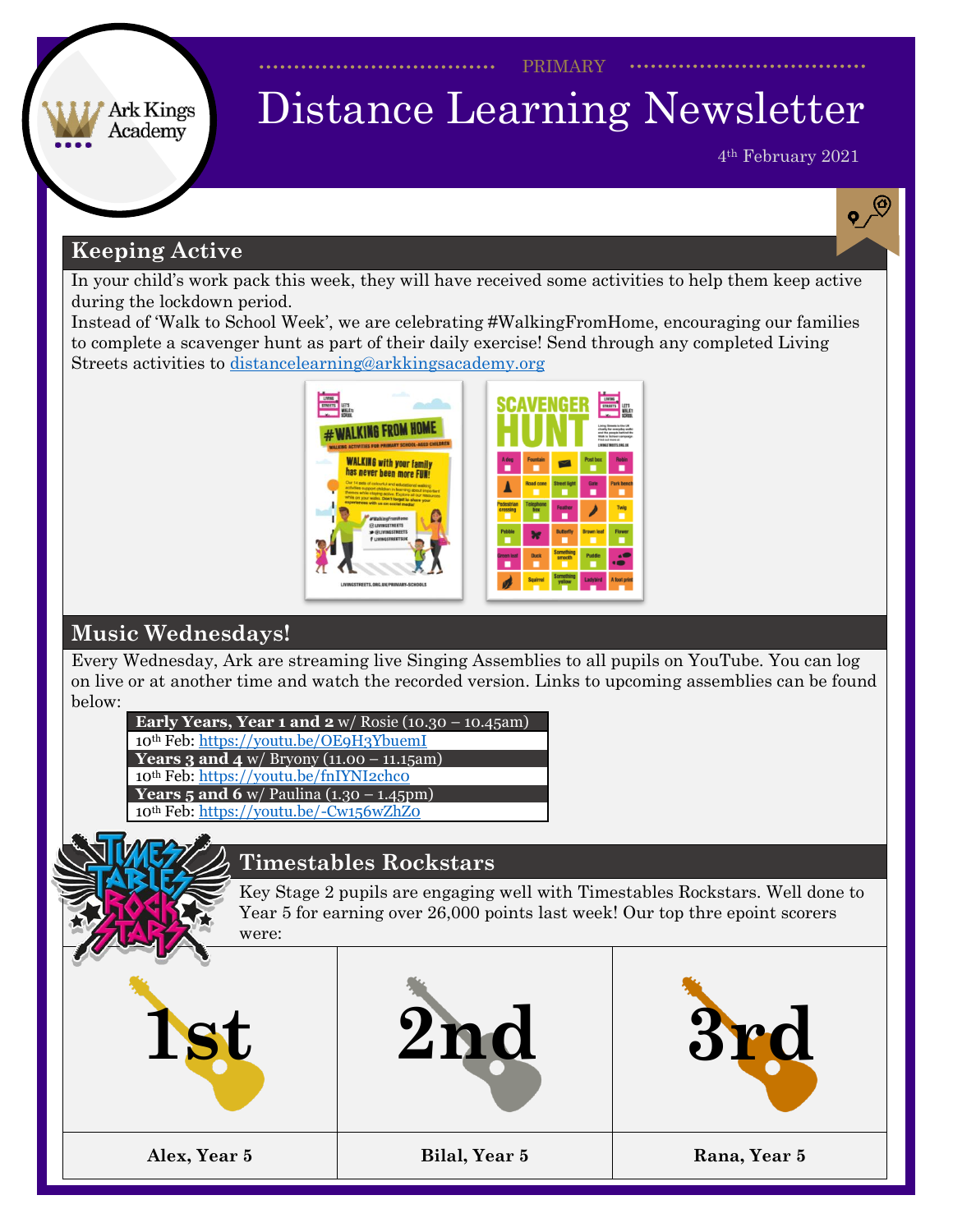PRIMARY

# Distance Learning Newsletter

4th February 2021

## Keeping Active

In your child's work pack this week, they will have received some activities to help them keep active during the lockdown period.

Instead of 'Walk to School Week', we are celebrating #WalkingFromHome, encouraging our families to complete a scavenger hunt as part of their daily exercise! Send through any completed Living Streets activities to distancelearning@arkkingsacademy.org

## Music Wednesdays!

Every Wednesday, Ark are streaming live Singing Assemblies to all pupils on YouTube. You can log on live or at another time and watch the recorded version. Links to upcoming assemblies can be found below:

| **Early Years, Year 1 and 2** w/ Rosie (10.30 – 10.45am) |
|---|
| 10th Feb: https://youtu.be/OE9H3YbuemI |
| **Years 3 and 4** w/ Bryony (11.00 – 11.15am) |
| 10th Feb: https://youtu.be/fnIYNI2chc0 |
| **Years 5 and 6** w/ Paulina (1.30 – 1.45pm) |
| 10th Feb: https://youtu.be/-Cw156wZhZ0 |

## Timestables Rockstars

Key Stage 2 pupils are engaging well with Timestables Rockstars. Well done to Year 5 for earning over 26,000 points last week! Our top thre epoint scorers were:

| 1st | 2nd | 3rd |
|---|---|---|
| **Alex, Year 5** | **Bilal, Year 5** | **Rana, Year 5** |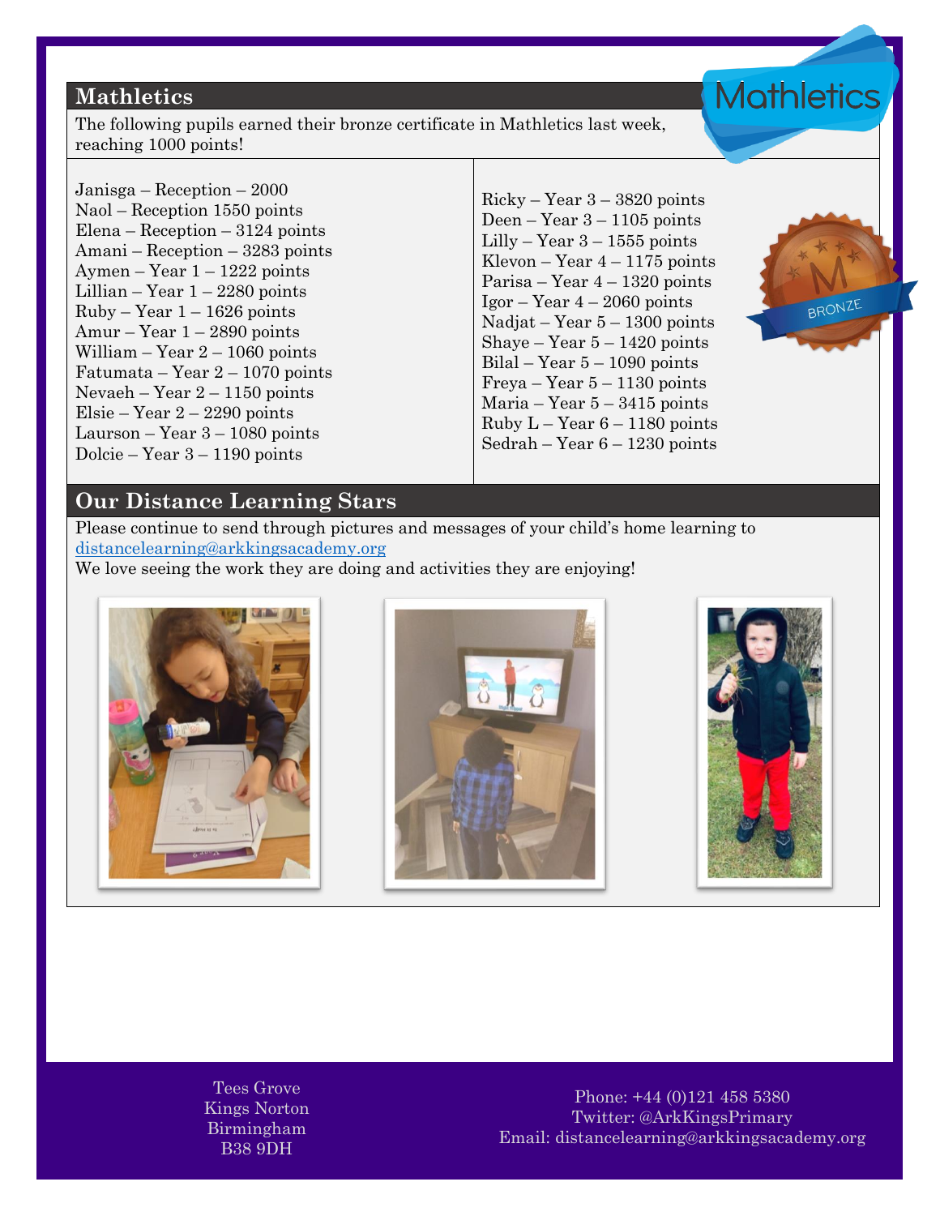## Mathletics

The following pupils earned their bronze certificate in Mathletics last week, reaching 1000 points!

Janisga – Reception – 2000
Naol – Reception 1550 points
Elena – Reception – 3124 points
Amani – Reception – 3283 points
Aymen – Year 1 – 1222 points
Lillian – Year 1 – 2280 points
Ruby – Year 1 – 1626 points
Amur – Year 1 – 2890 points
William – Year 2 – 1060 points
Fatumata – Year 2 – 1070 points
Nevaeh – Year 2 – 1150 points
Elsie – Year 2 – 2290 points
Laurson – Year 3 – 1080 points
Dolcie – Year 3 – 1190 points
Ricky – Year 3 – 3820 points
Deen – Year 3 – 1105 points
Lilly – Year 3 – 1555 points
Klevon – Year 4 – 1175 points
Parisa – Year 4 – 1320 points
Igor – Year 4 – 2060 points
Nadjat – Year 5 – 1300 points
Shaye – Year 5 – 1420 points
Bilal – Year 5 – 1090 points
Freya – Year 5 – 1130 points
Maria – Year 5 – 3415 points
Ruby L – Year 6 – 1180 points
Sedrah – Year 6 – 1230 points

## Our Distance Learning Stars

Please continue to send through pictures and messages of your child's home learning to distancelearning@arkkingsacademy.org
We love seeing the work they are doing and activities they are enjoying!

Tees Grove
Kings Norton
Birmingham
B38 9DH

Phone: +44 (0)121 458 5380
Twitter: @ArkKingsPrimary
Email: distancelearning@arkkingsacademy.org